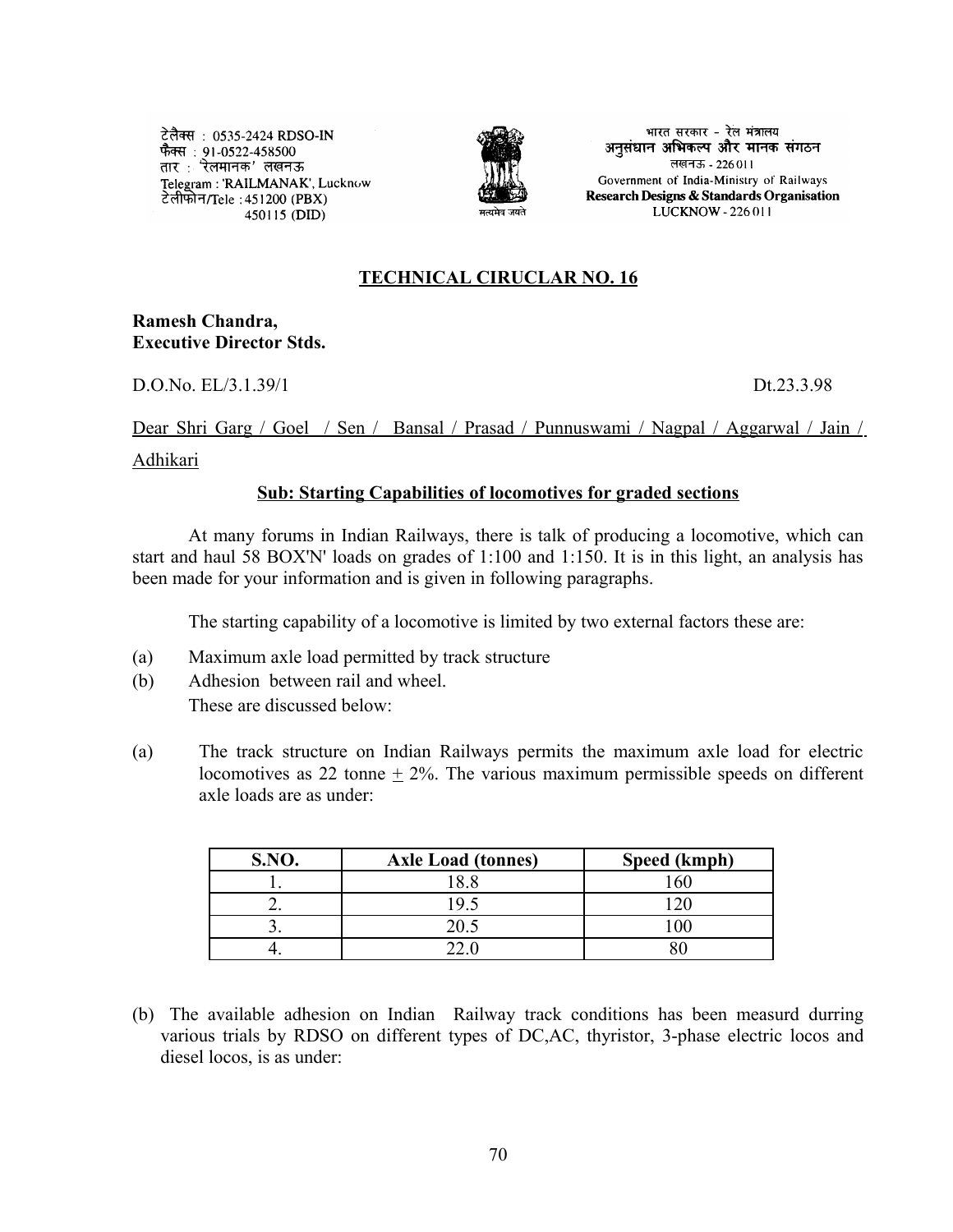टेलैक्स : 0535-2424 RDSO-IN
फैक्स : 91-0522-458500
तार : 'रेलमानक' लखनऊ
Telegram : 'RAILMANAK', Lucknow
टेलीफोन/Tele : 451200 (PBX)
450115 (DID)

सत्यमेव जयते

भारत सरकार - रेल मंत्रालय
अनुसंधान अभिकल्प और मानक संगठन
लखनऊ - 226011
Government of India-Ministry of Railways
**Research Designs & Standards Organisation**
LUCKNOW - 226011

## TECHNICAL CIRUCLAR NO. 16

**Ramesh Chandra,**
**Executive Director Stds.**

D.O.No. EL/3.1.39/1 Dt.23.3.98

Dear Shri Garg / Goel / Sen / Bansal / Prasad / Punnuswami / Nagpal / Aggarwal / Jain / Adhikari

### Sub: Starting Capabilities of locomotives for graded sections

At many forums in Indian Railways, there is talk of producing a locomotive, which can start and haul 58 BOX'N' loads on grades of 1:100 and 1:150. It is in this light, an analysis has been made for your information and is given in following paragraphs.

The starting capability of a locomotive is limited by two external factors these are:

(a) Maximum axle load permitted by track structure
(b) Adhesion between rail and wheel.
These are discussed below:

(a) The track structure on Indian Railways permits the maximum axle load for electric locomotives as 22 tonne $\pm$ 2%. The various maximum permissible speeds on different axle loads are as under:

| S.NO. | Axle Load (tonnes) | Speed (kmph) |
|---|---|---|
| 1. | 18.8 | 160 |
| 2. | 19.5 | 120 |
| 3. | 20.5 | 100 |
| 4. | 22.0 | 80 |

(b) The available adhesion on Indian Railway track conditions has been measurd durring various trials by RDSO on different types of DC,AC, thyristor, 3-phase electric locos and diesel locos, is as under: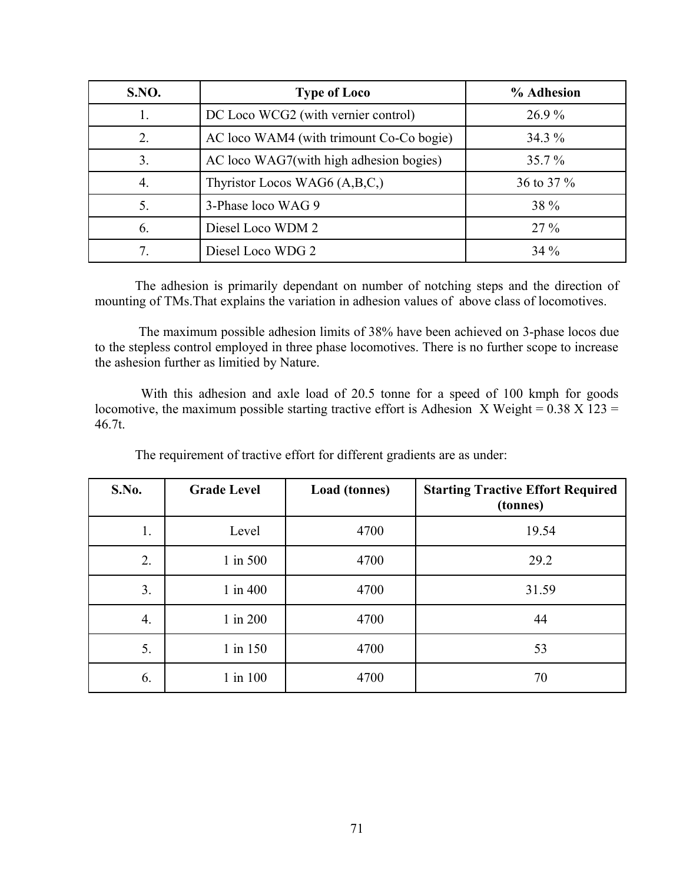| S.NO. | Type of Loco | % Adhesion |
|---|---|---|
| 1. | DC Loco WCG2 (with vernier control) | 26.9 % |
| 2. | AC loco WAM4 (with trimount Co-Co bogie) | 34.3 % |
| 3. | AC loco WAG7(with high adhesion bogies) | 35.7 % |
| 4. | Thyristor Locos WAG6 (A,B,C,) | 36 to 37 % |
| 5. | 3-Phase loco WAG 9 | 38 % |
| 6. | Diesel Loco WDM 2 | 27 % |
| 7. | Diesel Loco WDG 2 | 34 % |

The adhesion is primarily dependant on number of notching steps and the direction of mounting of TMs.That explains the variation in adhesion values of above class of locomotives.

The maximum possible adhesion limits of 38% have been achieved on 3-phase locos due to the stepless control employed in three phase locomotives. There is no further scope to increase the ashesion further as limitied by Nature.

With this adhesion and axle load of 20.5 tonne for a speed of 100 kmph for goods locomotive, the maximum possible starting tractive effort is Adhesion X Weight = 0.38 X 123 = 46.7t.

The requirement of tractive effort for different gradients are as under:

| S.No. | Grade Level | Load (tonnes) | Starting Tractive Effort Required (tonnes) |
|---|---|---|---|
| 1. | Level | 4700 | 19.54 |
| 2. | 1 in 500 | 4700 | 29.2 |
| 3. | 1 in 400 | 4700 | 31.59 |
| 4. | 1 in 200 | 4700 | 44 |
| 5. | 1 in 150 | 4700 | 53 |
| 6. | 1 in 100 | 4700 | 70 |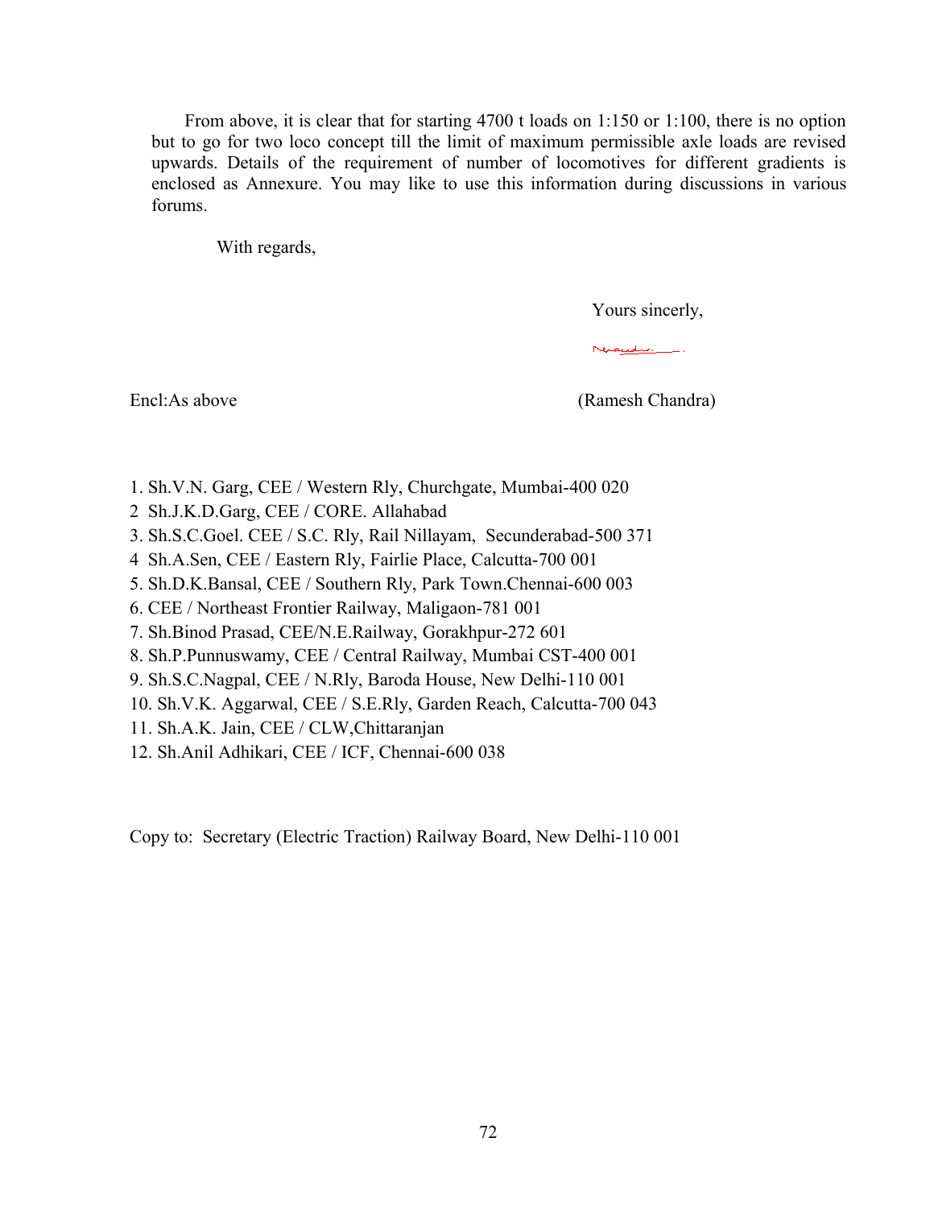From above, it is clear that for starting 4700 t loads on 1:150 or 1:100, there is no option but to go for two loco concept till the limit of maximum permissible axle loads are revised upwards. Details of the requirement of number of locomotives for different gradients is enclosed as Annexure. You may like to use this information during discussions in various forums.

With regards,

Yours sincerely,

Encl:As above

(Ramesh Chandra)

1. Sh.V.N. Garg, CEE / Western Rly, Churchgate, Mumbai-400 020
2. Sh.J.K.D.Garg, CEE / CORE. Allahabad
3. Sh.S.C.Goel. CEE / S.C. Rly, Rail Nillayam, Secunderabad-500 371
4. Sh.A.Sen, CEE / Eastern Rly, Fairlie Place, Calcutta-700 001
5. Sh.D.K.Bansal, CEE / Southern Rly, Park Town.Chennai-600 003
6. CEE / Northeast Frontier Railway, Maligaon-781 001
7. Sh.Binod Prasad, CEE/N.E.Railway, Gorakhpur-272 601
8. Sh.P.Punnuswamy, CEE / Central Railway, Mumbai CST-400 001
9. Sh.S.C.Nagpal, CEE / N.Rly, Baroda House, New Delhi-110 001
10. Sh.V.K. Aggarwal, CEE / S.E.Rly, Garden Reach, Calcutta-700 043
11. Sh.A.K. Jain, CEE / CLW,Chittaranjan
12. Sh.Anil Adhikari, CEE / ICF, Chennai-600 038

Copy to: Secretary (Electric Traction) Railway Board, New Delhi-110 001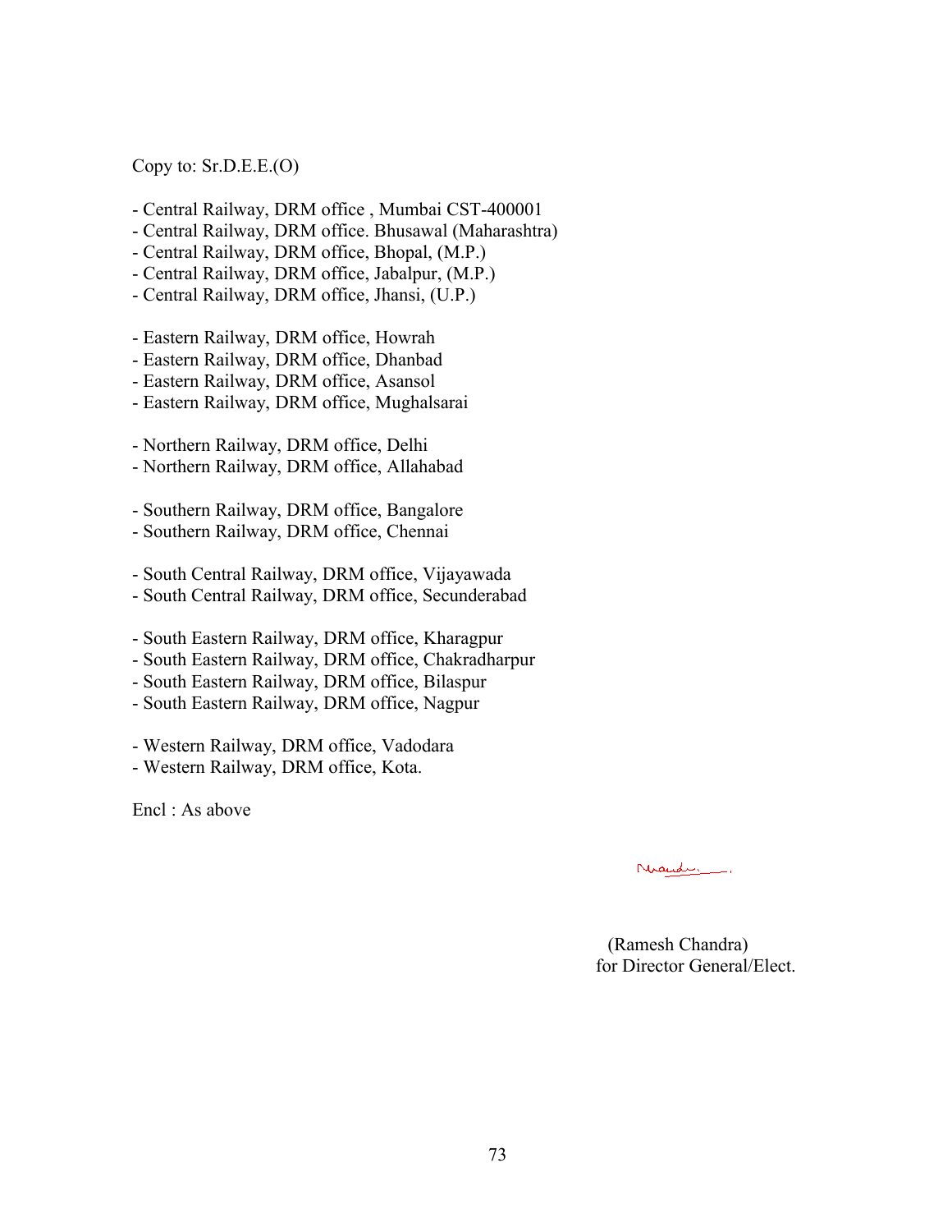Copy to: Sr.D.E.E.(O)

- Central Railway, DRM office , Mumbai CST-400001
- Central Railway, DRM office. Bhusawal (Maharashtra)
- Central Railway, DRM office, Bhopal, (M.P.)
- Central Railway, DRM office, Jabalpur, (M.P.)
- Central Railway, DRM office, Jhansi, (U.P.)

- Eastern Railway, DRM office, Howrah
- Eastern Railway, DRM office, Dhanbad
- Eastern Railway, DRM office, Asansol
- Eastern Railway, DRM office, Mughalsarai

- Northern Railway, DRM office, Delhi
- Northern Railway, DRM office, Allahabad

- Southern Railway, DRM office, Bangalore
- Southern Railway, DRM office, Chennai

- South Central Railway, DRM office, Vijayawada
- South Central Railway, DRM office, Secunderabad

- South Eastern Railway, DRM office, Kharagpur
- South Eastern Railway, DRM office, Chakradharpur
- South Eastern Railway, DRM office, Bilaspur
- South Eastern Railway, DRM office, Nagpur

- Western Railway, DRM office, Vadodara
- Western Railway, DRM office, Kota.

Encl : As above

(Ramesh Chandra)
for Director General/Elect.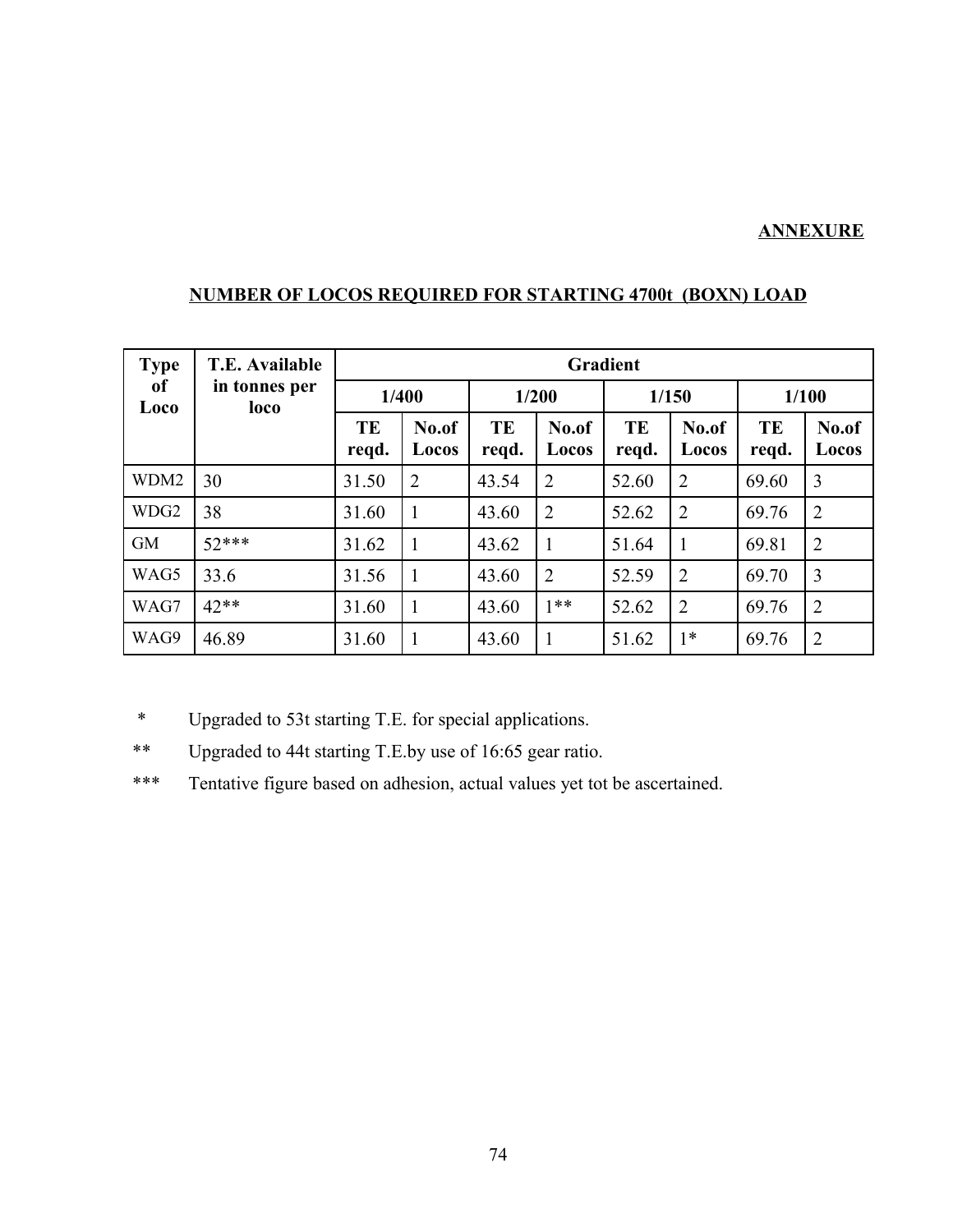**ANNEXURE**

## NUMBER OF LOCOS REQUIRED FOR STARTING 4700t (BOXN) LOAD

| Type of Loco | T.E. Available in tonnes per loco | Gradient | | | | | | | |
|---|---|---|---|---|---|---|---|---|---|
| | | 1/400 | | 1/200 | | 1/150 | | 1/100 | |
| | | TE reqd. | No.of Locos | TE reqd. | No.of Locos | TE reqd. | No.of Locos | TE reqd. | No.of Locos |
| WDM2 | 30 | 31.50 | 2 | 43.54 | 2 | 52.60 | 2 | 69.60 | 3 |
| WDG2 | 38 | 31.60 | 1 | 43.60 | 2 | 52.62 | 2 | 69.76 | 2 |
| GM | 52*** | 31.62 | 1 | 43.62 | 1 | 51.64 | 1 | 69.81 | 2 |
| WAG5 | 33.6 | 31.56 | 1 | 43.60 | 2 | 52.59 | 2 | 69.70 | 3 |
| WAG7 | 42** | 31.60 | 1 | 43.60 | 1** | 52.62 | 2 | 69.76 | 2 |
| WAG9 | 46.89 | 31.60 | 1 | 43.60 | 1 | 51.62 | 1* | 69.76 | 2 |

\* Upgraded to 53t starting T.E. for special applications.

** Upgraded to 44t starting T.E.by use of 16:65 gear ratio.

*** Tentative figure based on adhesion, actual values yet tot be ascertained.